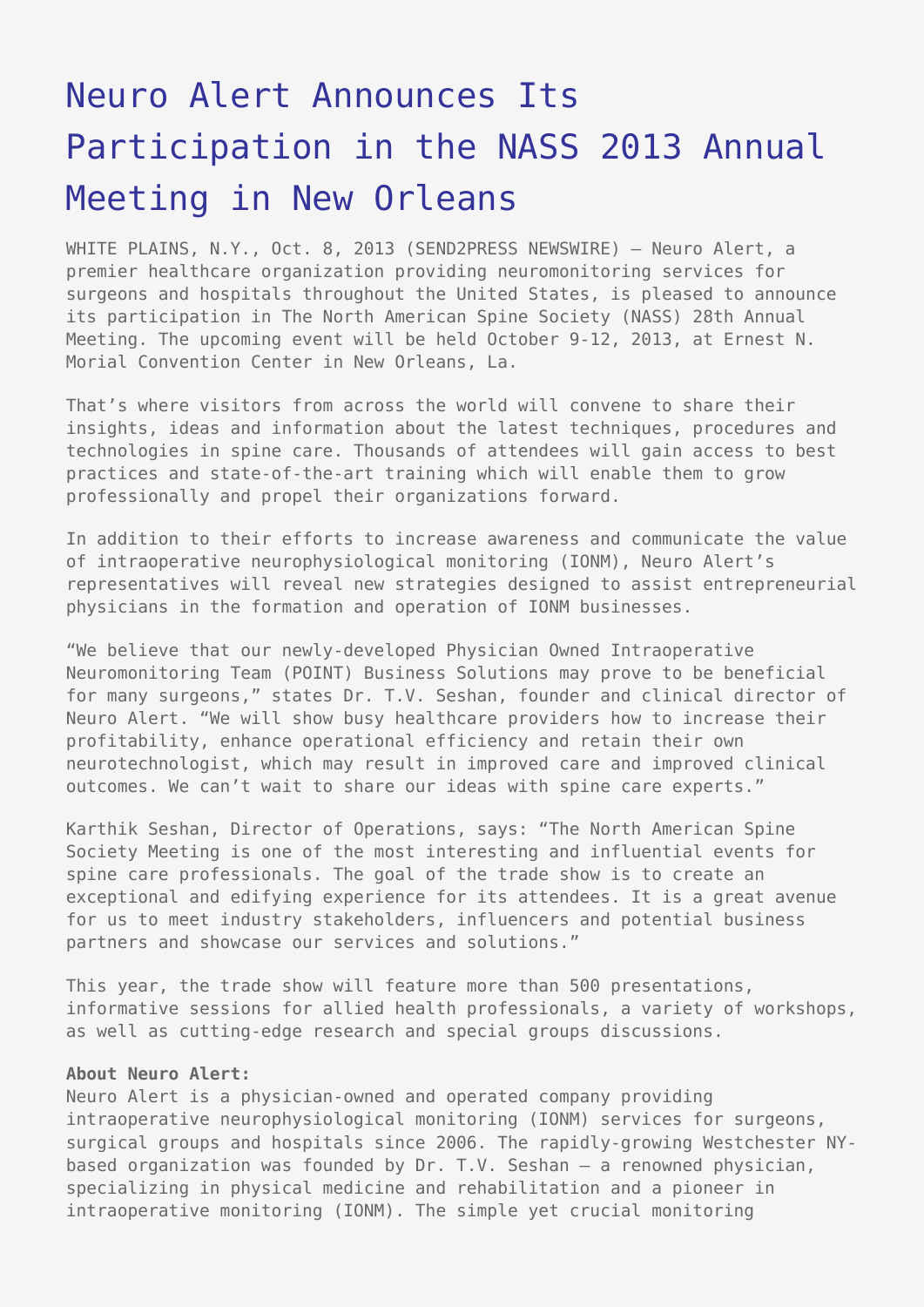# Neuro Alert Announces Its Participation in the NASS 2013 Annual Meeting in New Orleans

WHITE PLAINS, N.Y., Oct. 8, 2013 (SEND2PRESS NEWSWIRE) — Neuro Alert, a premier healthcare organization providing neuromonitoring services for surgeons and hospitals throughout the United States, is pleased to announce its participation in The North American Spine Society (NASS) 28th Annual Meeting. The upcoming event will be held October 9-12, 2013, at Ernest N. Morial Convention Center in New Orleans, La.

That's where visitors from across the world will convene to share their insights, ideas and information about the latest techniques, procedures and technologies in spine care. Thousands of attendees will gain access to best practices and state-of-the-art training which will enable them to grow professionally and propel their organizations forward.

In addition to their efforts to increase awareness and communicate the value of intraoperative neurophysiological monitoring (IONM), Neuro Alert's representatives will reveal new strategies designed to assist entrepreneurial physicians in the formation and operation of IONM businesses.

"We believe that our newly-developed Physician Owned Intraoperative Neuromonitoring Team (POINT) Business Solutions may prove to be beneficial for many surgeons," states Dr. T.V. Seshan, founder and clinical director of Neuro Alert. "We will show busy healthcare providers how to increase their profitability, enhance operational efficiency and retain their own neurotechnologist, which may result in improved care and improved clinical outcomes. We can't wait to share our ideas with spine care experts."

Karthik Seshan, Director of Operations, says: "The North American Spine Society Meeting is one of the most interesting and influential events for spine care professionals. The goal of the trade show is to create an exceptional and edifying experience for its attendees. It is a great avenue for us to meet industry stakeholders, influencers and potential business partners and showcase our services and solutions."

This year, the trade show will feature more than 500 presentations, informative sessions for allied health professionals, a variety of workshops, as well as cutting-edge research and special groups discussions.

**About Neuro Alert:**
Neuro Alert is a physician-owned and operated company providing intraoperative neurophysiological monitoring (IONM) services for surgeons, surgical groups and hospitals since 2006. The rapidly-growing Westchester NY-based organization was founded by Dr. T.V. Seshan – a renowned physician, specializing in physical medicine and rehabilitation and a pioneer in intraoperative monitoring (IONM). The simple yet crucial monitoring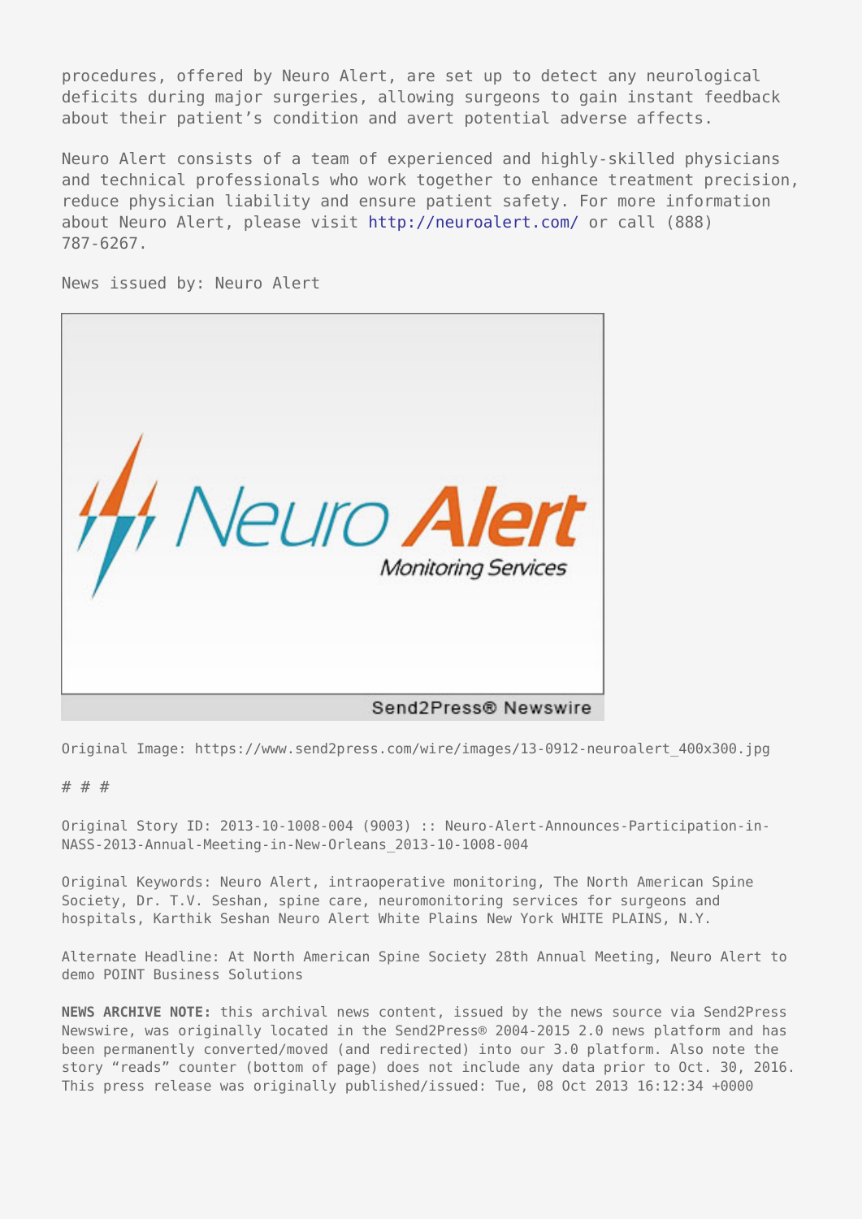procedures, offered by Neuro Alert, are set up to detect any neurological deficits during major surgeries, allowing surgeons to gain instant feedback about their patient's condition and avert potential adverse affects.

Neuro Alert consists of a team of experienced and highly-skilled physicians and technical professionals who work together to enhance treatment precision, reduce physician liability and ensure patient safety. For more information about Neuro Alert, please visit http://neuroalert.com/ or call (888) 787-6267.

News issued by: Neuro Alert

Original Image: https://www.send2press.com/wire/images/13-0912-neuroalert_400x300.jpg

# # #

Original Story ID: 2013-10-1008-004 (9003) :: Neuro-Alert-Announces-Participation-in-NASS-2013-Annual-Meeting-in-New-Orleans_2013-10-1008-004

Original Keywords: Neuro Alert, intraoperative monitoring, The North American Spine Society, Dr. T.V. Seshan, spine care, neuromonitoring services for surgeons and hospitals, Karthik Seshan Neuro Alert White Plains New York WHITE PLAINS, N.Y.

Alternate Headline: At North American Spine Society 28th Annual Meeting, Neuro Alert to demo POINT Business Solutions

**NEWS ARCHIVE NOTE:** this archival news content, issued by the news source via Send2Press Newswire, was originally located in the Send2Press® 2004-2015 2.0 news platform and has been permanently converted/moved (and redirected) into our 3.0 platform. Also note the story "reads" counter (bottom of page) does not include any data prior to Oct. 30, 2016. This press release was originally published/issued: Tue, 08 Oct 2013 16:12:34 +0000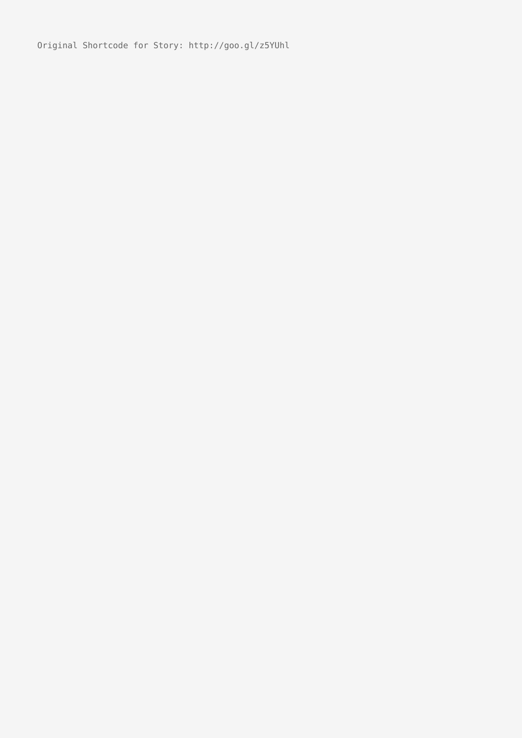Original Shortcode for Story: http://goo.gl/z5YUhl